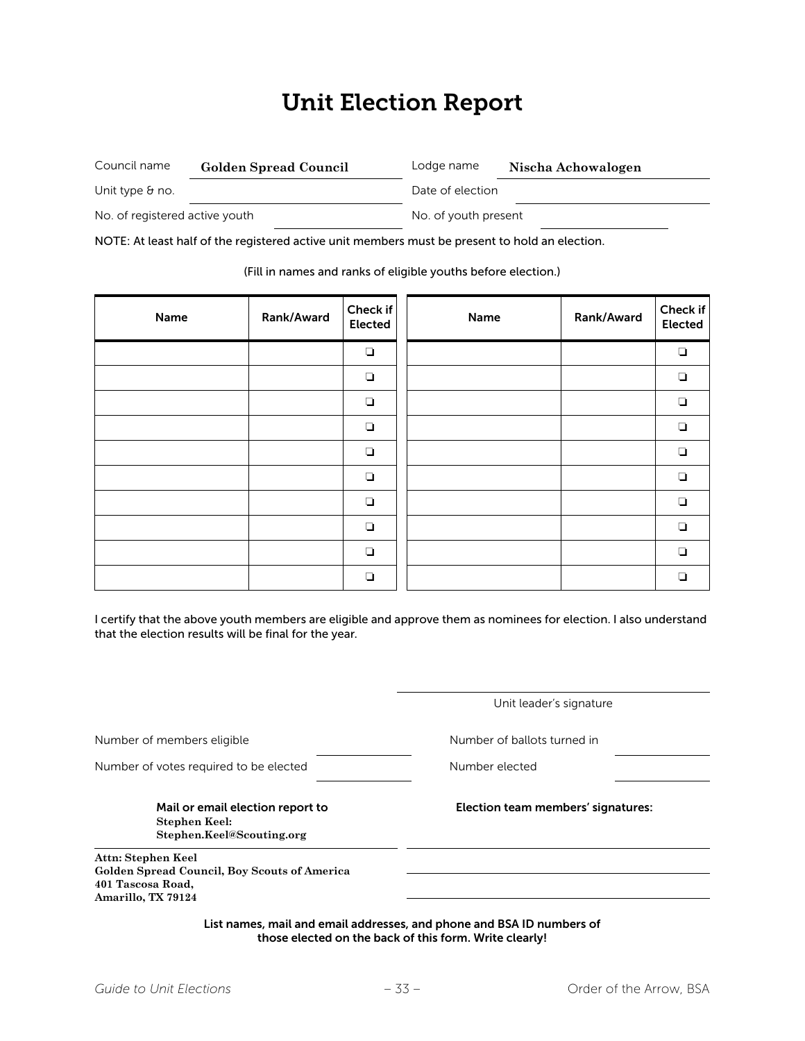# Unit Election Report

Council name **Golden Spread Council** Lodge name **Nischa Achowalogen**

Unit type & no. ______________ Date of election ______________

No. of registered active youth ______________ No. of youth present ______________

NOTE: At least half of the registered active unit members must be present to hold an election.

(Fill in names and ranks of eligible youths before election.)

| Name | Rank/Award | Check if Elected | Name | Rank/Award | Check if Elected |
|---|---|---|---|---|---|
| | | ❏ | | | ❏ |
| | | ❏ | | | ❏ |
| | | ❏ | | | ❏ |
| | | ❏ | | | ❏ |
| | | ❏ | | | ❏ |
| | | ❏ | | | ❏ |
| | | ❏ | | | ❏ |
| | | ❏ | | | ❏ |
| | | ❏ | | | ❏ |
| | | ❏ | | | ❏ |

I certify that the above youth members are eligible and approve them as nominees for election. I also understand that the election results will be final for the year.

______________________________
Unit leader's signature

Number of members eligible ______________ Number of ballots turned in ______________

Number of votes required to be elected ______________ Number elected ______________

**Mail or email election report to**
**Stephen Keel:**
**Stephen.Keel@Scouting.org**

**Attn: Stephen Keel**
**Golden Spread Council, Boy Scouts of America**
**401 Tascosa Road,**
**Amarillo, TX 79124**

**Election team members' signatures:**

______________________________

______________________________

______________________________

**List names, mail and email addresses, and phone and BSA ID numbers of those elected on the back of this form. Write clearly!**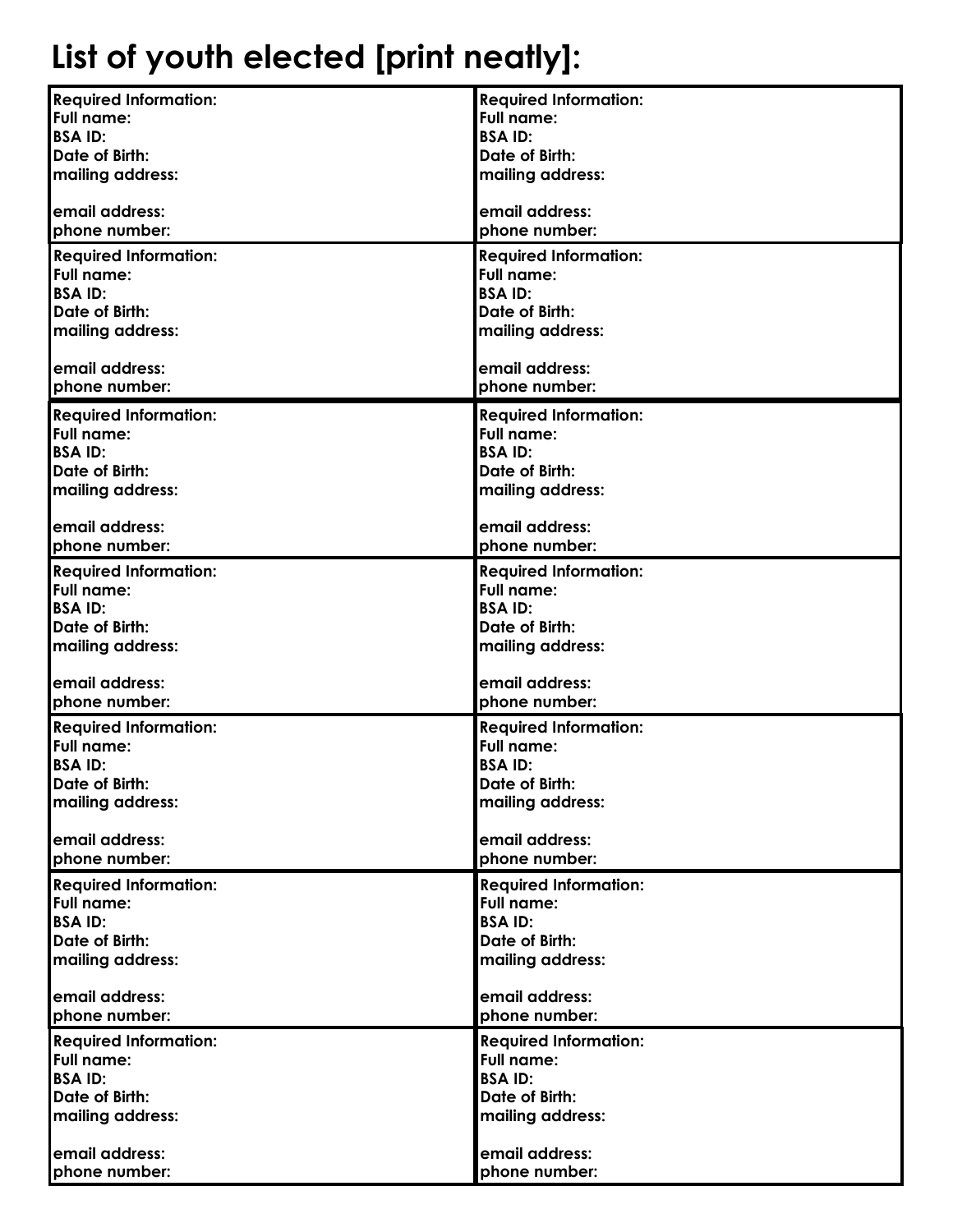# List of youth elected [print neatly]:

| | |
|---|---|
| **Required Information:**<br>**Full name:**<br>**BSA ID:**<br>**Date of Birth:**<br>**mailing address:**<br><br>**email address:**<br>**phone number:** | **Required Information:**<br>**Full name:**<br>**BSA ID:**<br>**Date of Birth:**<br>**mailing address:**<br><br>**email address:**<br>**phone number:** |
| **Required Information:**<br>**Full name:**<br>**BSA ID:**<br>**Date of Birth:**<br>**mailing address:**<br><br>**email address:**<br>**phone number:** | **Required Information:**<br>**Full name:**<br>**BSA ID:**<br>**Date of Birth:**<br>**mailing address:**<br><br>**email address:**<br>**phone number:** |
| **Required Information:**<br>**Full name:**<br>**BSA ID:**<br>**Date of Birth:**<br>**mailing address:**<br><br>**email address:**<br>**phone number:** | **Required Information:**<br>**Full name:**<br>**BSA ID:**<br>**Date of Birth:**<br>**mailing address:**<br><br>**email address:**<br>**phone number:** |
| **Required Information:**<br>**Full name:**<br>**BSA ID:**<br>**Date of Birth:**<br>**mailing address:**<br><br>**email address:**<br>**phone number:** | **Required Information:**<br>**Full name:**<br>**BSA ID:**<br>**Date of Birth:**<br>**mailing address:**<br><br>**email address:**<br>**phone number:** |
| **Required Information:**<br>**Full name:**<br>**BSA ID:**<br>**Date of Birth:**<br>**mailing address:**<br><br>**email address:**<br>**phone number:** | **Required Information:**<br>**Full name:**<br>**BSA ID:**<br>**Date of Birth:**<br>**mailing address:**<br><br>**email address:**<br>**phone number:** |
| **Required Information:**<br>**Full name:**<br>**BSA ID:**<br>**Date of Birth:**<br>**mailing address:**<br><br>**email address:**<br>**phone number:** | **Required Information:**<br>**Full name:**<br>**BSA ID:**<br>**Date of Birth:**<br>**mailing address:**<br><br>**email address:**<br>**phone number:** |
| **Required Information:**<br>**Full name:**<br>**BSA ID:**<br>**Date of Birth:**<br>**mailing address:**<br><br>**email address:**<br>**phone number:** | **Required Information:**<br>**Full name:**<br>**BSA ID:**<br>**Date of Birth:**<br>**mailing address:**<br><br>**email address:**<br>**phone number:** |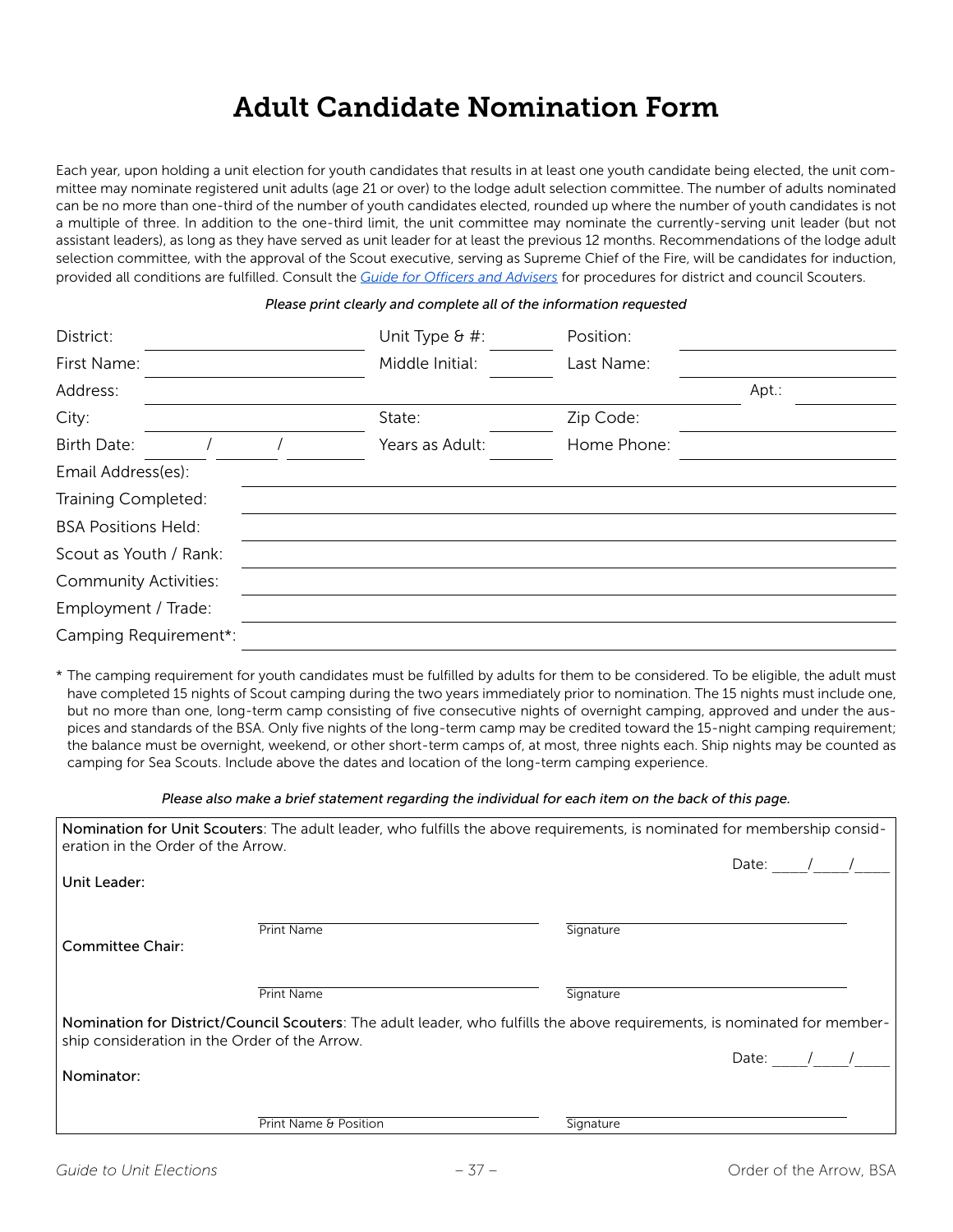# Adult Candidate Nomination Form

Each year, upon holding a unit election for youth candidates that results in at least one youth candidate being elected, the unit committee may nominate registered unit adults (age 21 or over) to the lodge adult selection committee. The number of adults nominated can be no more than one-third of the number of youth candidates elected, rounded up where the number of youth candidates is not a multiple of three. In addition to the one-third limit, the unit committee may nominate the currently-serving unit leader (but not assistant leaders), as long as they have served as unit leader for at least the previous 12 months. Recommendations of the lodge adult selection committee, with the approval of the Scout executive, serving as Supreme Chief of the Fire, will be candidates for induction, provided all conditions are fulfilled. Consult the *Guide for Officers and Advisers* for procedures for district and council Scouters.

*Please print clearly and complete all of the information requested*

District: ____________________ Unit Type & #: ________ Position: ____________________

First Name: ____________________ Middle Initial: ________ Last Name: ____________________

Address: ________________________________________________ Apt.: ________

City: ____________________ State: ________ Zip Code: ____________________

Birth Date: ____/____/____ Years as Adult: ________ Home Phone: ____________________

Email Address(es): ________________________________________________

Training Completed: ________________________________________________

BSA Positions Held: ________________________________________________

Scout as Youth / Rank: ________________________________________________

Community Activities: ________________________________________________

Employment / Trade: ________________________________________________

Camping Requirement*: ________________________________________________

\* The camping requirement for youth candidates must be fulfilled by adults for them to be considered. To be eligible, the adult must have completed 15 nights of Scout camping during the two years immediately prior to nomination. The 15 nights must include one, but no more than one, long-term camp consisting of five consecutive nights of overnight camping, approved and under the auspices and standards of the BSA. Only five nights of the long-term camp may be credited toward the 15-night camping requirement; the balance must be overnight, weekend, or other short-term camps of, at most, three nights each. Ship nights may be counted as camping for Sea Scouts. Include above the dates and location of the long-term camping experience.

*Please also make a brief statement regarding the individual for each item on the back of this page.*

**Nomination for Unit Scouters**: The adult leader, who fulfills the above requirements, is nominated for membership consideration in the Order of the Arrow.

Date: ____/____/____

**Unit Leader:**

____________________ Print Name ____________________ Signature

**Committee Chair:**

____________________ Print Name ____________________ Signature

**Nomination for District/Council Scouters**: The adult leader, who fulfills the above requirements, is nominated for membership consideration in the Order of the Arrow.

Date: ____/____/____

**Nominator:**

____________________ Print Name & Position ____________________ Signature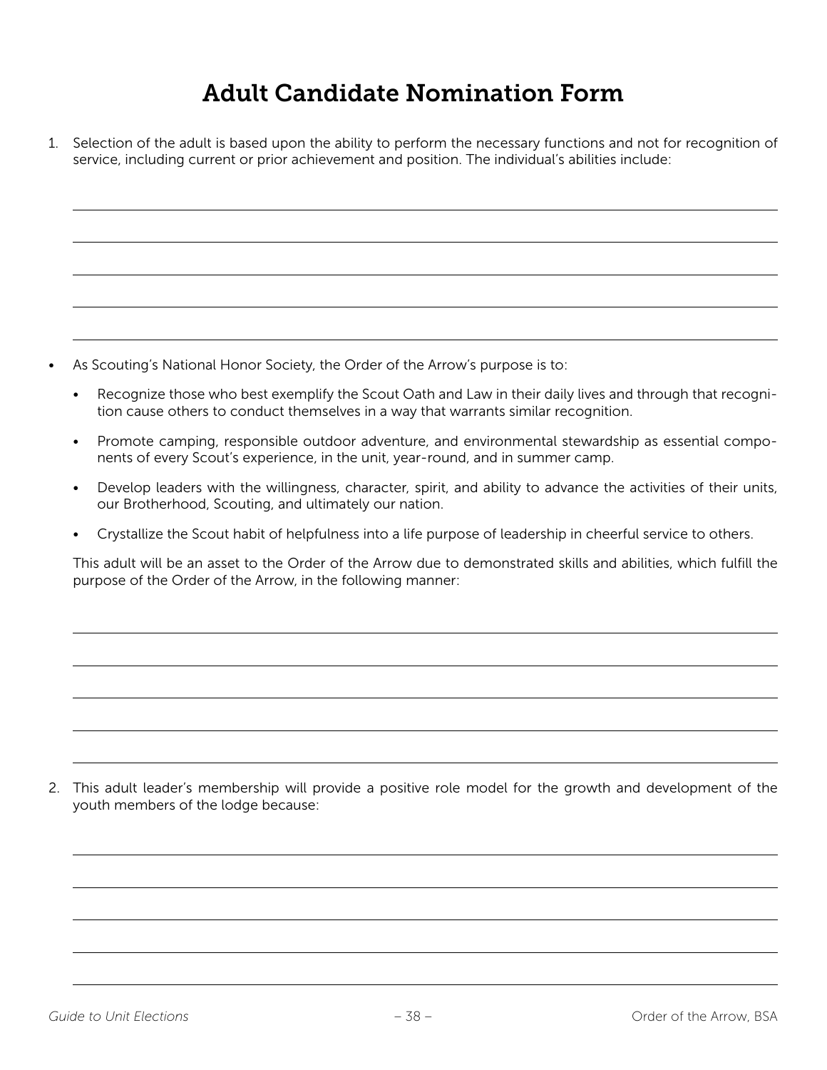# Adult Candidate Nomination Form

1. Selection of the adult is based upon the ability to perform the necessary functions and not for recognition of service, including current or prior achievement and position. The individual's abilities include:

- As Scouting's National Honor Society, the Order of the Arrow's purpose is to:
  - Recognize those who best exemplify the Scout Oath and Law in their daily lives and through that recognition cause others to conduct themselves in a way that warrants similar recognition.
  - Promote camping, responsible outdoor adventure, and environmental stewardship as essential components of every Scout's experience, in the unit, year-round, and in summer camp.
  - Develop leaders with the willingness, character, spirit, and ability to advance the activities of their units, our Brotherhood, Scouting, and ultimately our nation.
  - Crystallize the Scout habit of helpfulness into a life purpose of leadership in cheerful service to others.

  This adult will be an asset to the Order of the Arrow due to demonstrated skills and abilities, which fulfill the purpose of the Order of the Arrow, in the following manner:

2. This adult leader's membership will provide a positive role model for the growth and development of the youth members of the lodge because: